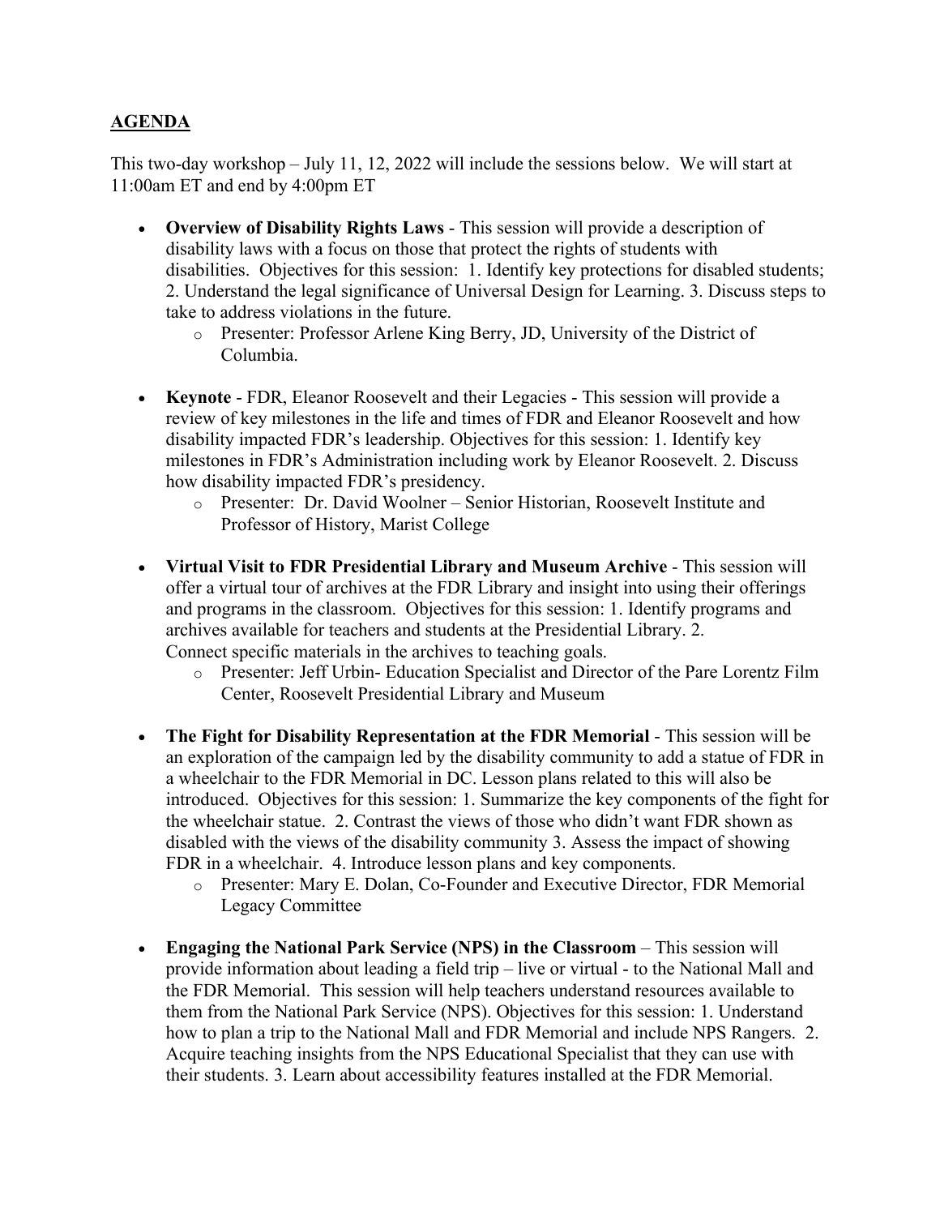## AGENDA

This two-day workshop – July 11, 12, 2022 will include the sessions below. We will start at 11:00am ET and end by 4:00pm ET

- **Overview of Disability Rights Laws** - This session will provide a description of disability laws with a focus on those that protect the rights of students with disabilities. Objectives for this session: 1. Identify key protections for disabled students; 2. Understand the legal significance of Universal Design for Learning. 3. Discuss steps to take to address violations in the future.
  - Presenter: Professor Arlene King Berry, JD, University of the District of Columbia.
- **Keynote** - FDR, Eleanor Roosevelt and their Legacies - This session will provide a review of key milestones in the life and times of FDR and Eleanor Roosevelt and how disability impacted FDR's leadership. Objectives for this session: 1. Identify key milestones in FDR's Administration including work by Eleanor Roosevelt. 2. Discuss how disability impacted FDR's presidency.
  - Presenter: Dr. David Woolner – Senior Historian, Roosevelt Institute and Professor of History, Marist College
- **Virtual Visit to FDR Presidential Library and Museum Archive** - This session will offer a virtual tour of archives at the FDR Library and insight into using their offerings and programs in the classroom. Objectives for this session: 1. Identify programs and archives available for teachers and students at the Presidential Library. 2. Connect specific materials in the archives to teaching goals.
  - Presenter: Jeff Urbin- Education Specialist and Director of the Pare Lorentz Film Center, Roosevelt Presidential Library and Museum
- **The Fight for Disability Representation at the FDR Memorial** - This session will be an exploration of the campaign led by the disability community to add a statue of FDR in a wheelchair to the FDR Memorial in DC. Lesson plans related to this will also be introduced. Objectives for this session: 1. Summarize the key components of the fight for the wheelchair statue. 2. Contrast the views of those who didn't want FDR shown as disabled with the views of the disability community 3. Assess the impact of showing FDR in a wheelchair. 4. Introduce lesson plans and key components.
  - Presenter: Mary E. Dolan, Co-Founder and Executive Director, FDR Memorial Legacy Committee
- **Engaging the National Park Service (NPS) in the Classroom** – This session will provide information about leading a field trip – live or virtual - to the National Mall and the FDR Memorial. This session will help teachers understand resources available to them from the National Park Service (NPS). Objectives for this session: 1. Understand how to plan a trip to the National Mall and FDR Memorial and include NPS Rangers. 2. Acquire teaching insights from the NPS Educational Specialist that they can use with their students. 3. Learn about accessibility features installed at the FDR Memorial.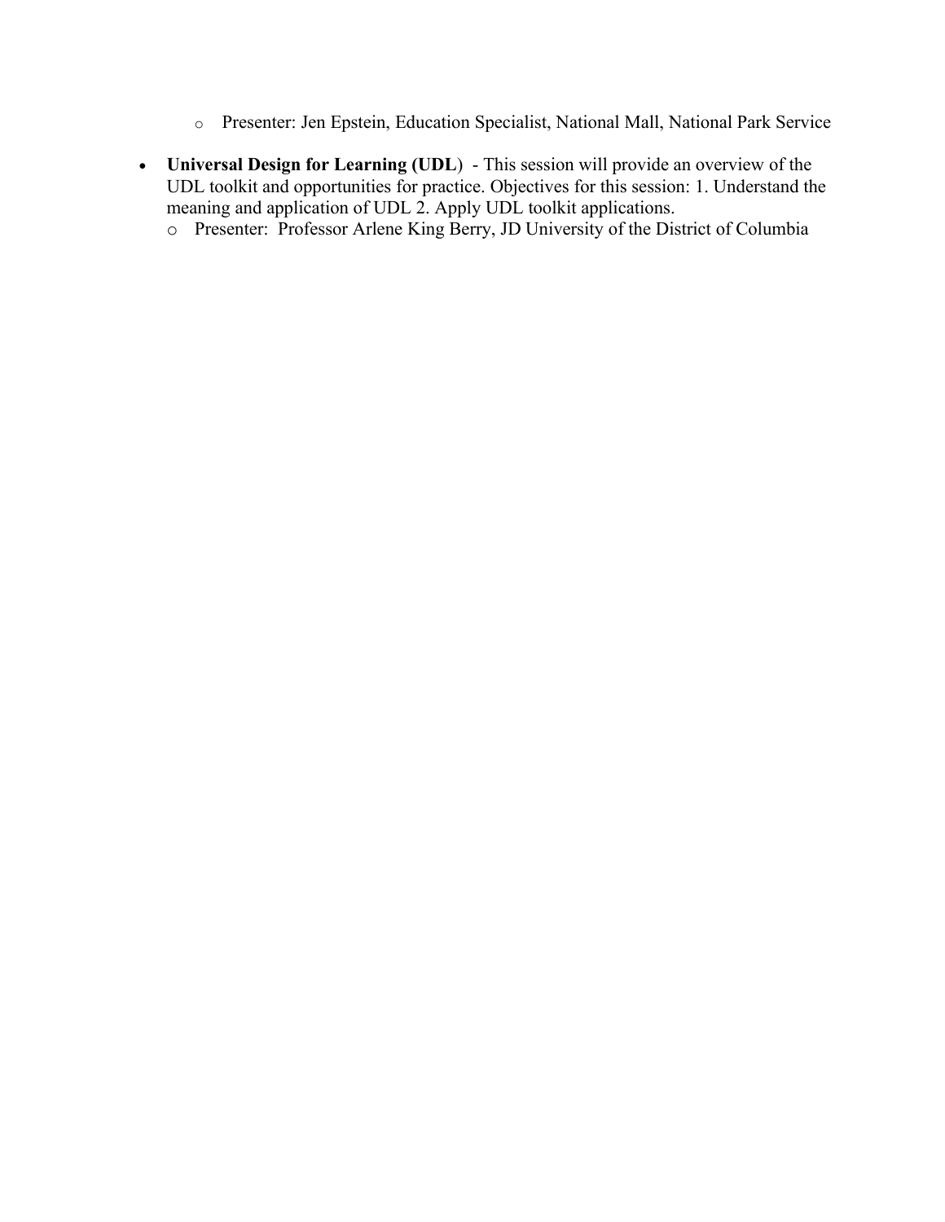- Presenter: Jen Epstein, Education Specialist, National Mall, National Park Service

- **Universal Design for Learning (UDL**) - This session will provide an overview of the UDL toolkit and opportunities for practice. Objectives for this session: 1. Understand the meaning and application of UDL 2. Apply UDL toolkit applications.
  - Presenter: Professor Arlene King Berry, JD University of the District of Columbia